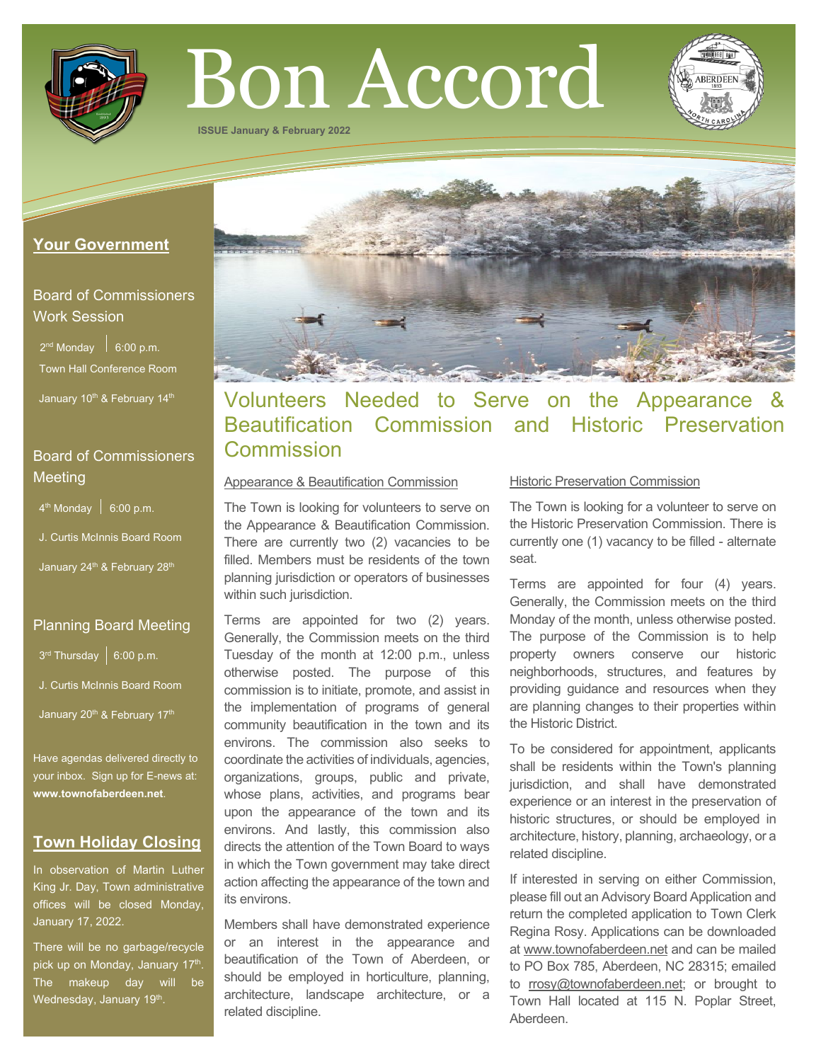# Bon Accord

**ISSUE January & February 2022**

## Your Government

### Board of Commissioners Work Session

2nd Monday | 6:00 p.m.

Town Hall Conference Room

January 10th & February 14th

### Board of Commissioners Meeting

4th Monday | 6:00 p.m.

J. Curtis McInnis Board Room

January 24th & February 28th

### Planning Board Meeting

3rd Thursday | 6:00 p.m.

J. Curtis McInnis Board Room

January 20th & February 17th

Have agendas delivered directly to your inbox. Sign up for E-news at: **www.townofaberdeen.net**.

## Town Holiday Closing

In observation of Martin Luther King Jr. Day, Town administrative offices will be closed Monday, January 17, 2022.

There will be no garbage/recycle pick up on Monday, January 17th. The makeup day will be Wednesday, January 19th.

## Volunteers Needed to Serve on the Appearance & Beautification Commission and Historic Preservation Commission

### Appearance & Beautification Commission

The Town is looking for volunteers to serve on the Appearance & Beautification Commission. There are currently two (2) vacancies to be filled. Members must be residents of the town planning jurisdiction or operators of businesses within such jurisdiction.

Terms are appointed for two (2) years. Generally, the Commission meets on the third Tuesday of the month at 12:00 p.m., unless otherwise posted. The purpose of this commission is to initiate, promote, and assist in the implementation of programs of general community beautification in the town and its environs. The commission also seeks to coordinate the activities of individuals, agencies, organizations, groups, public and private, whose plans, activities, and programs bear upon the appearance of the town and its environs. And lastly, this commission also directs the attention of the Town Board to ways in which the Town government may take direct action affecting the appearance of the town and its environs.

Members shall have demonstrated experience or an interest in the appearance and beautification of the Town of Aberdeen, or should be employed in horticulture, planning, architecture, landscape architecture, or a related discipline.

### Historic Preservation Commission

The Town is looking for a volunteer to serve on the Historic Preservation Commission. There is currently one (1) vacancy to be filled - alternate seat.

Terms are appointed for four (4) years. Generally, the Commission meets on the third Monday of the month, unless otherwise posted. The purpose of the Commission is to help property owners conserve our historic neighborhoods, structures, and features by providing guidance and resources when they are planning changes to their properties within the Historic District.

To be considered for appointment, applicants shall be residents within the Town's planning jurisdiction, and shall have demonstrated experience or an interest in the preservation of historic structures, or should be employed in architecture, history, planning, archaeology, or a related discipline.

If interested in serving on either Commission, please fill out an Advisory Board Application and return the completed application to Town Clerk Regina Rosy. Applications can be downloaded at www.townofaberdeen.net and can be mailed to PO Box 785, Aberdeen, NC 28315; emailed to rrosy@townofaberdeen.net; or brought to Town Hall located at 115 N. Poplar Street, Aberdeen.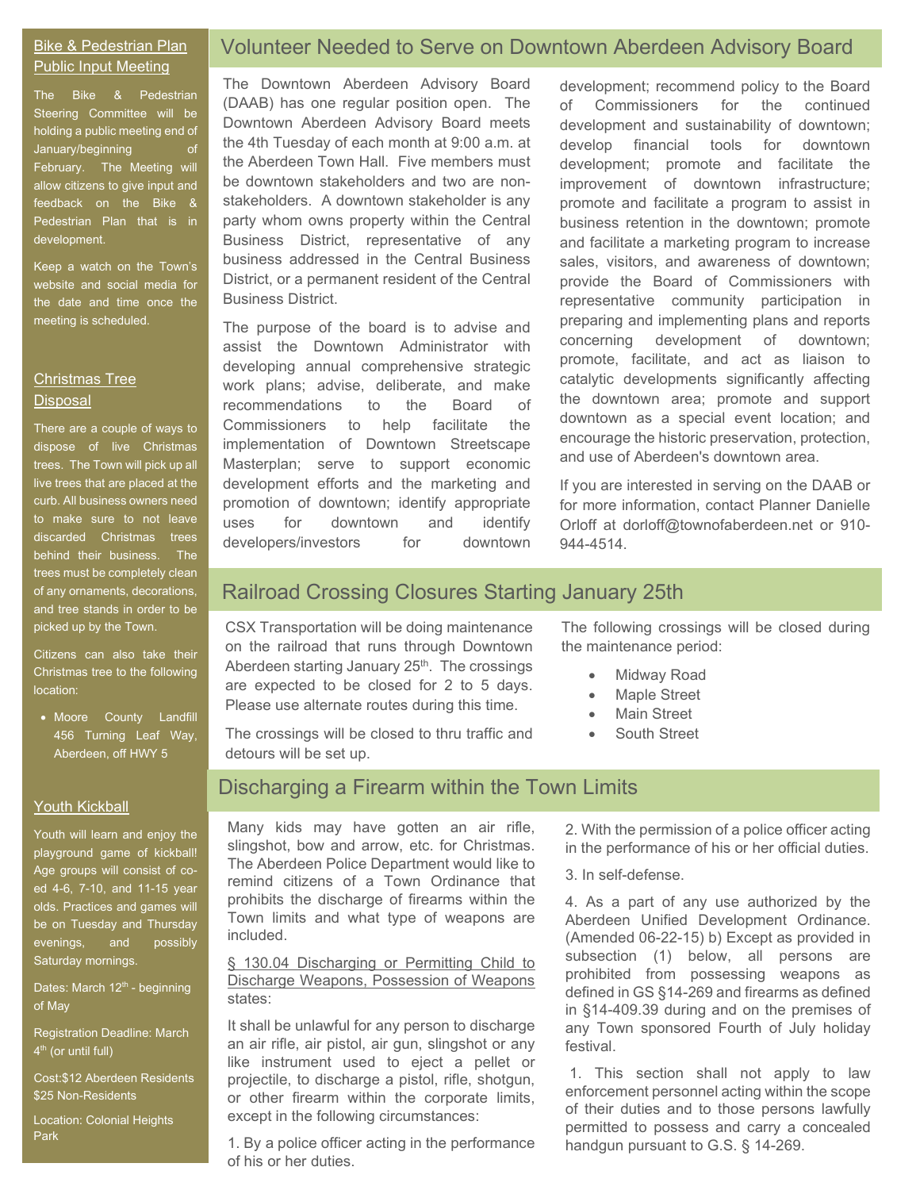## Bike & Pedestrian Plan Public Input Meeting

The Bike & Pedestrian Steering Committee will be holding a public meeting end of January/beginning of February. The Meeting will allow citizens to give input and feedback on the Bike & Pedestrian Plan that is in development.

Keep a watch on the Town's website and social media for the date and time once the meeting is scheduled.

## Christmas Tree Disposal

There are a couple of ways to dispose of live Christmas trees. The Town will pick up all live trees that are placed at the curb. All business owners need to make sure to not leave discarded Christmas trees behind their business. The trees must be completely clean of any ornaments, decorations, and tree stands in order to be picked up by the Town.

Citizens can also take their Christmas tree to the following location:

- Moore County Landfill 456 Turning Leaf Way, Aberdeen, off HWY 5

## Youth Kickball

Youth will learn and enjoy the playground game of kickball! Age groups will consist of co-ed 4-6, 7-10, and 11-15 year olds. Practices and games will be on Tuesday and Thursday evenings, and possibly Saturday mornings.

Dates: March 12th - beginning of May

Registration Deadline: March 4th (or until full)

Cost:$12 Aberdeen Residents $25 Non-Residents

Location: Colonial Heights Park

# Volunteer Needed to Serve on Downtown Aberdeen Advisory Board

The Downtown Aberdeen Advisory Board (DAAB) has one regular position open. The Downtown Aberdeen Advisory Board meets the 4th Tuesday of each month at 9:00 a.m. at the Aberdeen Town Hall. Five members must be downtown stakeholders and two are non-stakeholders. A downtown stakeholder is any party whom owns property within the Central Business District, representative of any business addressed in the Central Business District, or a permanent resident of the Central Business District.

The purpose of the board is to advise and assist the Downtown Administrator with developing annual comprehensive strategic work plans; advise, deliberate, and make recommendations to the Board of Commissioners to help facilitate the implementation of Downtown Streetscape Masterplan; serve to support economic development efforts and the marketing and promotion of downtown; identify appropriate uses for downtown and identify developers/investors for downtown development; recommend policy to the Board of Commissioners for the continued development and sustainability of downtown; develop financial tools for downtown development; promote and facilitate the improvement of downtown infrastructure; promote and facilitate a program to assist in business retention in the downtown; promote and facilitate a marketing program to increase sales, visitors, and awareness of downtown; provide the Board of Commissioners with representative community participation in preparing and implementing plans and reports concerning development of downtown; promote, facilitate, and act as liaison to catalytic developments significantly affecting the downtown area; promote and support downtown as a special event location; and encourage the historic preservation, protection, and use of Aberdeen's downtown area.

If you are interested in serving on the DAAB or for more information, contact Planner Danielle Orloff at dorloff@townofaberdeen.net or 910-944-4514.

# Railroad Crossing Closures Starting January 25th

CSX Transportation will be doing maintenance on the railroad that runs through Downtown Aberdeen starting January 25th. The crossings are expected to be closed for 2 to 5 days. Please use alternate routes during this time.

The crossings will be closed to thru traffic and detours will be set up.

The following crossings will be closed during the maintenance period:

- Midway Road
- Maple Street
- Main Street
- South Street

# Discharging a Firearm within the Town Limits

Many kids may have gotten an air rifle, slingshot, bow and arrow, etc. for Christmas. The Aberdeen Police Department would like to remind citizens of a Town Ordinance that prohibits the discharge of firearms within the Town limits and what type of weapons are included.

§ 130.04 Discharging or Permitting Child to Discharge Weapons, Possession of Weapons states:

It shall be unlawful for any person to discharge an air rifle, air pistol, air gun, slingshot or any like instrument used to eject a pellet or projectile, to discharge a pistol, rifle, shotgun, or other firearm within the corporate limits, except in the following circumstances:

1. By a police officer acting in the performance of his or her duties.

2. With the permission of a police officer acting in the performance of his or her official duties.

3. In self-defense.

4. As a part of any use authorized by the Aberdeen Unified Development Ordinance. (Amended 06-22-15) b) Except as provided in subsection (1) below, all persons are prohibited from possessing weapons as defined in GS §14-269 and firearms as defined in §14-409.39 during and on the premises of any Town sponsored Fourth of July holiday festival.

1. This section shall not apply to law enforcement personnel acting within the scope of their duties and to those persons lawfully permitted to possess and carry a concealed handgun pursuant to G.S. § 14-269.